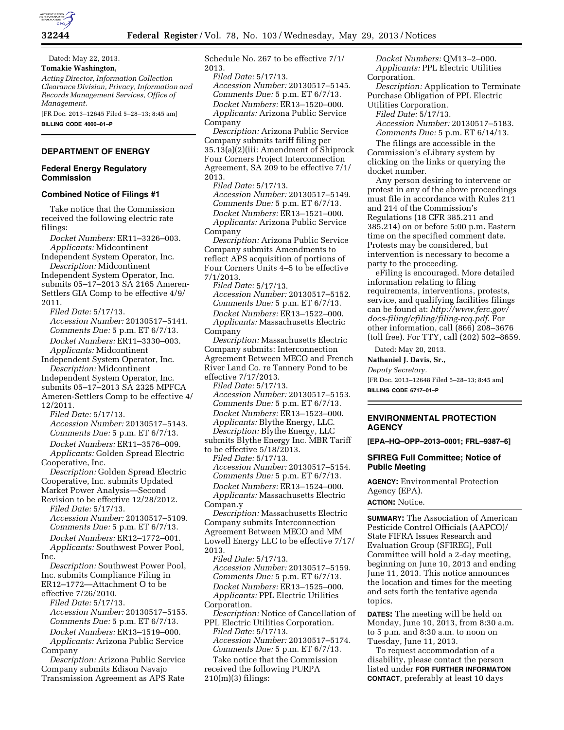Dated: May 22, 2013.

**Tomakie Washington,**

*Acting Director, Information Collection Clearance Division, Privacy, Information and Records Management Services, Office of Management.*

[FR Doc. 2013–12645 Filed 5–28–13; 8:45 am]

**BILLING CODE 4000–01–P**

## DEPARTMENT OF ENERGY

### Federal Energy Regulatory Commission

### Combined Notice of Filings #1

Take notice that the Commission received the following electric rate filings:

*Docket Numbers:* ER11–3326–003.
*Applicants:* Midcontinent Independent System Operator, Inc.
*Description:* Midcontinent Independent System Operator, Inc. submits 05–17–2013 SA 2165 Ameren-Settlers GIA Comp to be effective 4/9/2011.
*Filed Date:* 5/17/13.
*Accession Number:* 20130517–5141.
*Comments Due:* 5 p.m. ET 6/7/13.

*Docket Numbers:* ER11–3330–003.
*Applicants:* Midcontinent Independent System Operator, Inc.
*Description:* Midcontinent Independent System Operator, Inc. submits 05–17–2013 SA 2325 MPFCA Ameren-Settlers Comp to be effective 4/12/2011.
*Filed Date:* 5/17/13.
*Accession Number:* 20130517–5143.
*Comments Due:* 5 p.m. ET 6/7/13.

*Docket Numbers:* ER11–3576–009.
*Applicants:* Golden Spread Electric Cooperative, Inc.
*Description:* Golden Spread Electric Cooperative, Inc. submits Updated Market Power Analysis—Second Revision to be effective 12/28/2012.
*Filed Date:* 5/17/13.
*Accession Number:* 20130517–5109.
*Comments Due:* 5 p.m. ET 6/7/13.

*Docket Numbers:* ER12–1772–001.
*Applicants:* Southwest Power Pool, Inc.
*Description:* Southwest Power Pool, Inc. submits Compliance Filing in ER12–1772—Attachment O to be effective 7/26/2010.
*Filed Date:* 5/17/13.
*Accession Number:* 20130517–5155.
*Comments Due:* 5 p.m. ET 6/7/13.

*Docket Numbers:* ER13–1519–000.
*Applicants:* Arizona Public Service Company
*Description:* Arizona Public Service Company submits Edison Navajo Transmission Agreement as APS Rate Schedule No. 267 to be effective 7/1/2013.
*Filed Date:* 5/17/13.
*Accession Number:* 20130517–5145.
*Comments Due:* 5 p.m. ET 6/7/13.

*Docket Numbers:* ER13–1520–000.
*Applicants:* Arizona Public Service Company
*Description:* Arizona Public Service Company submits tariff filing per 35.13(a)(2)(iii: Amendment of Shiprock Four Corners Project Interconnection Agreement, SA 209 to be effective 7/1/2013.
*Filed Date:* 5/17/13.
*Accession Number:* 20130517–5149.
*Comments Due:* 5 p.m. ET 6/7/13.

*Docket Numbers:* ER13–1521–000.
*Applicants:* Arizona Public Service Company
*Description:* Arizona Public Service Company submits Amendments to reflect APS acquisition of portions of Four Corners Units 4–5 to be effective 7/1/2013.
*Filed Date:* 5/17/13.
*Accession Number:* 20130517–5152.
*Comments Due:* 5 p.m. ET 6/7/13.

*Docket Numbers:* ER13–1522–000.
*Applicants:* Massachusetts Electric Company
*Description:* Massachusetts Electric Company submits: Interconnection Agreement Between MECO and French River Land Co. re Tannery Pond to be effective 7/17/2013.
*Filed Date:* 5/17/13.
*Accession Number:* 20130517–5153.
*Comments Due:* 5 p.m. ET 6/7/13.

*Docket Numbers:* ER13–1523–000.
*Applicants:* Blythe Energy, LLC.
*Description:* Blythe Energy, LLC submits Blythe Energy Inc. MBR Tariff to be effective 5/18/2013.
*Filed Date:* 5/17/13.
*Accession Number:* 20130517–5154.
*Comments Due:* 5 p.m. ET 6/7/13.

*Docket Numbers:* ER13–1524–000.
*Applicants:* Massachusetts Electric Compan.y
*Description:* Massachusetts Electric Company submits Interconnection Agreement Between MECO and MM Lowell Energy LLC to be effective 7/17/2013.
*Filed Date:* 5/17/13.
*Accession Number:* 20130517–5159.
*Comments Due:* 5 p.m. ET 6/7/13.

*Docket Numbers:* ER13–1525–000.
*Applicants:* PPL Electric Utilities Corporation.
*Description:* Notice of Cancellation of PPL Electric Utilities Corporation.
*Filed Date:* 5/17/13.
*Accession Number:* 20130517–5174.
*Comments Due:* 5 p.m. ET 6/7/13.

Take notice that the Commission received the following PURPA 210(m)(3) filings:

*Docket Numbers:* QM13–2–000.
*Applicants:* PPL Electric Utilities Corporation.
*Description:* Application to Terminate Purchase Obligation of PPL Electric Utilities Corporation.
*Filed Date:* 5/17/13.
*Accession Number:* 20130517–5183.
*Comments Due:* 5 p.m. ET 6/14/13.

The filings are accessible in the Commission's eLibrary system by clicking on the links or querying the docket number.

Any person desiring to intervene or protest in any of the above proceedings must file in accordance with Rules 211 and 214 of the Commission's Regulations (18 CFR 385.211 and 385.214) on or before 5:00 p.m. Eastern time on the specified comment date. Protests may be considered, but intervention is necessary to become a party to the proceeding.

eFiling is encouraged. More detailed information relating to filing requirements, interventions, protests, service, and qualifying facilities filings can be found at: *http://www.ferc.gov/docs-filing/efiling/filing-req.pdf*. For other information, call (866) 208–3676 (toll free). For TTY, call (202) 502–8659.

Dated: May 20, 2013.

**Nathaniel J. Davis, Sr.,**

*Deputy Secretary.*

[FR Doc. 2013–12648 Filed 5–28–13; 8:45 am]

**BILLING CODE 6717–01–P**

## ENVIRONMENTAL PROTECTION AGENCY

**[EPA–HQ–OPP–2013–0001; FRL–9387–6]**

### SFIREG Full Committee; Notice of Public Meeting

**AGENCY:** Environmental Protection Agency (EPA).

**ACTION:** Notice.

**SUMMARY:** The Association of American Pesticide Control Officials (AAPCO)/State FIFRA Issues Research and Evaluation Group (SFIREG), Full Committee will hold a 2-day meeting, beginning on June 10, 2013 and ending June 11, 2013. This notice announces the location and times for the meeting and sets forth the tentative agenda topics.

**DATES:** The meeting will be held on Monday, June 10, 2013, from 8:30 a.m. to 5 p.m. and 8:30 a.m. to noon on Tuesday, June 11, 2013.

To request accommodation of a disability, please contact the person listed under **FOR FURTHER INFORMATON CONTACT**, preferably at least 10 days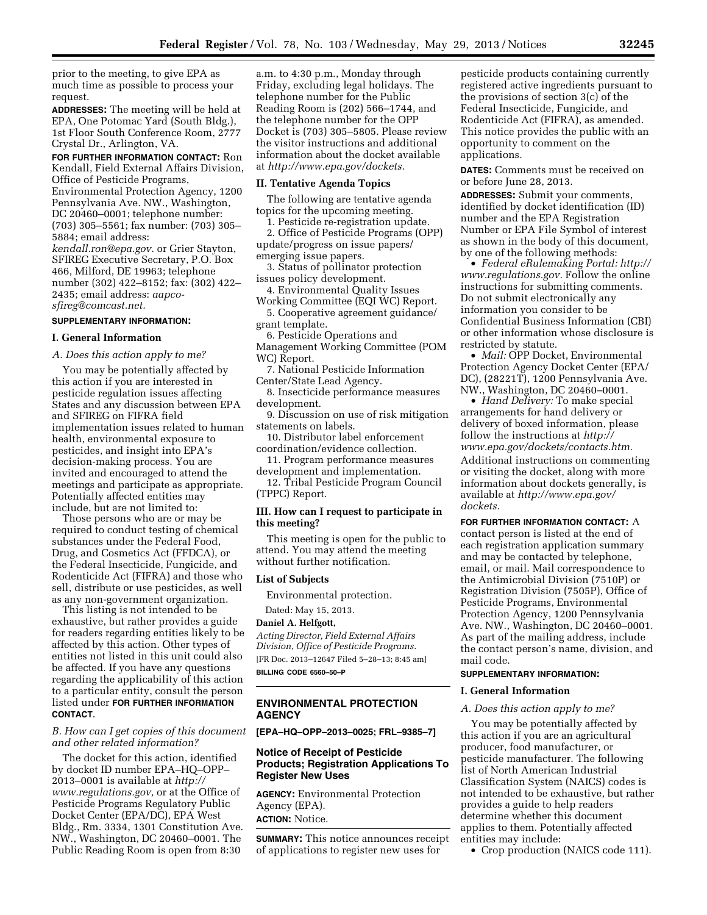prior to the meeting, to give EPA as much time as possible to process your request.

**ADDRESSES:** The meeting will be held at EPA, One Potomac Yard (South Bldg.), 1st Floor South Conference Room, 2777 Crystal Dr., Arlington, VA.

**FOR FURTHER INFORMATION CONTACT:** Ron Kendall, Field External Affairs Division, Office of Pesticide Programs, Environmental Protection Agency, 1200 Pennsylvania Ave. NW., Washington, DC 20460–0001; telephone number: (703) 305–5561; fax number: (703) 305–5884; email address: *kendall.ron@epa.gov.* or Grier Stayton, SFIREG Executive Secretary, P.O. Box 466, Milford, DE 19963; telephone number (302) 422–8152; fax: (302) 422–2435; email address: *aapco-sfireg@comcast.net.*

**SUPPLEMENTARY INFORMATION:**

## I. General Information

### *A. Does this action apply to me?*

You may be potentially affected by this action if you are interested in pesticide regulation issues affecting States and any discussion between EPA and SFIREG on FIFRA field implementation issues related to human health, environmental exposure to pesticides, and insight into EPA's decision-making process. You are invited and encouraged to attend the meetings and participate as appropriate. Potentially affected entities may include, but are not limited to:

Those persons who are or may be required to conduct testing of chemical substances under the Federal Food, Drug, and Cosmetics Act (FFDCA), or the Federal Insecticide, Fungicide, and Rodenticide Act (FIFRA) and those who sell, distribute or use pesticides, as well as any non-government organization.

This listing is not intended to be exhaustive, but rather provides a guide for readers regarding entities likely to be affected by this action. Other types of entities not listed in this unit could also be affected. If you have any questions regarding the applicability of this action to a particular entity, consult the person listed under **FOR FURTHER INFORMATION CONTACT**.

### *B. How can I get copies of this document and other related information?*

The docket for this action, identified by docket ID number EPA–HQ–OPP–2013–0001 is available at *http://www.regulations.gov,* or at the Office of Pesticide Programs Regulatory Public Docket Center (EPA/DC), EPA West Bldg., Rm. 3334, 1301 Constitution Ave. NW., Washington, DC 20460–0001. The Public Reading Room is open from 8:30 a.m. to 4:30 p.m., Monday through Friday, excluding legal holidays. The telephone number for the Public Reading Room is (202) 566–1744, and the telephone number for the OPP Docket is (703) 305–5805. Please review the visitor instructions and additional information about the docket available at *http://www.epa.gov/dockets.*

## II. Tentative Agenda Topics

The following are tentative agenda topics for the upcoming meeting.

1. Pesticide re-registration update.
2. Office of Pesticide Programs (OPP) update/progress on issue papers/emerging issue papers.
3. Status of pollinator protection issues policy development.
4. Environmental Quality Issues Working Committee (EQI WC) Report.
5. Cooperative agreement guidance/grant template.
6. Pesticide Operations and Management Working Committee (POM WC) Report.
7. National Pesticide Information Center/State Lead Agency.
8. Insecticide performance measures development.
9. Discussion on use of risk mitigation statements on labels.
10. Distributor label enforcement coordination/evidence collection.
11. Program performance measures development and implementation.
12. Tribal Pesticide Program Council (TPPC) Report.

## III. How can I request to participate in this meeting?

This meeting is open for the public to attend. You may attend the meeting without further notification.

### List of Subjects

Environmental protection.

Dated: May 15, 2013.

**Daniel A. Helfgott,**

*Acting Director, Field External Affairs Division, Office of Pesticide Programs.*

[FR Doc. 2013–12647 Filed 5–28–13; 8:45 am]

**BILLING CODE 6560–50–P**

---

# ENVIRONMENTAL PROTECTION AGENCY

**[EPA–HQ–OPP–2013–0025; FRL–9385–7]**

## Notice of Receipt of Pesticide Products; Registration Applications To Register New Uses

**AGENCY:** Environmental Protection Agency (EPA).

**ACTION:** Notice.

**SUMMARY:** This notice announces receipt of applications to register new uses for pesticide products containing currently registered active ingredients pursuant to the provisions of section 3(c) of the Federal Insecticide, Fungicide, and Rodenticide Act (FIFRA), as amended. This notice provides the public with an opportunity to comment on the applications.

**DATES:** Comments must be received on or before June 28, 2013.

**ADDRESSES:** Submit your comments, identified by docket identification (ID) number and the EPA Registration Number or EPA File Symbol of interest as shown in the body of this document, by one of the following methods:

- *Federal eRulemaking Portal: http://www.regulations.gov.* Follow the online instructions for submitting comments. Do not submit electronically any information you consider to be Confidential Business Information (CBI) or other information whose disclosure is restricted by statute.
- *Mail:* OPP Docket, Environmental Protection Agency Docket Center (EPA/DC), (28221T), 1200 Pennsylvania Ave. NW., Washington, DC 20460–0001.
- *Hand Delivery:* To make special arrangements for hand delivery or delivery of boxed information, please follow the instructions at *http://www.epa.gov/dockets/contacts.htm.*

Additional instructions on commenting or visiting the docket, along with more information about dockets generally, is available at *http://www.epa.gov/dockets.*

**FOR FURTHER INFORMATION CONTACT:** A contact person is listed at the end of each registration application summary and may be contacted by telephone, email, or mail. Mail correspondence to the Antimicrobial Division (7510P) or Registration Division (7505P), Office of Pesticide Programs, Environmental Protection Agency, 1200 Pennsylvania Ave. NW., Washington, DC 20460–0001. As part of the mailing address, include the contact person's name, division, and mail code.

**SUPPLEMENTARY INFORMATION:**

## I. General Information

### *A. Does this action apply to me?*

You may be potentially affected by this action if you are an agricultural producer, food manufacturer, or pesticide manufacturer. The following list of North American Industrial Classification System (NAICS) codes is not intended to be exhaustive, but rather provides a guide to help readers determine whether this document applies to them. Potentially affected entities may include:

- Crop production (NAICS code 111).